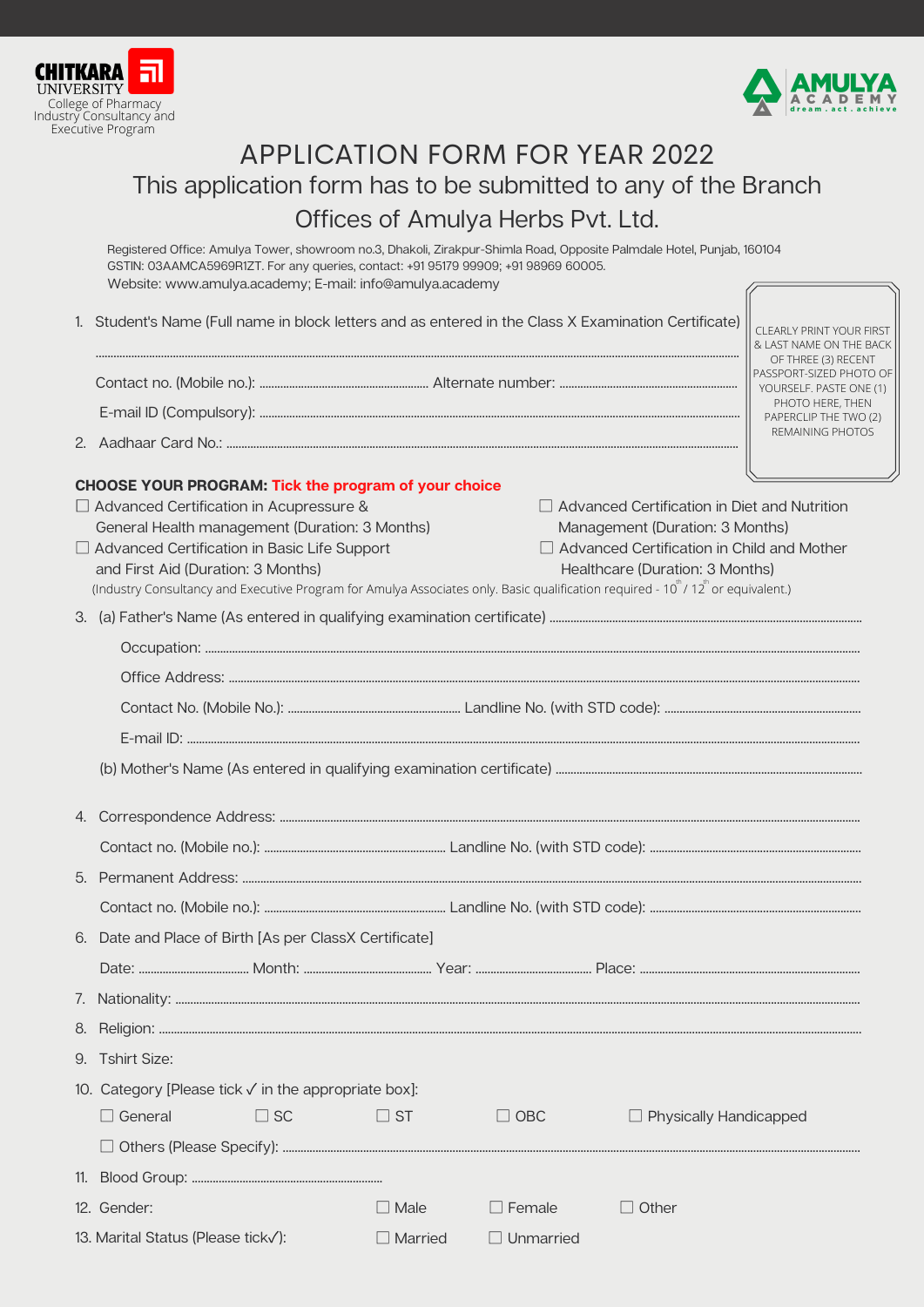CHITKARA UNIVERSITY
College of Pharmacy
Industry Consultancy and Executive Program

AMULYA ACADEMY
dream . act . achieve

# APPLICATION FORM FOR YEAR 2022

## This application form has to be submitted to any of the Branch Offices of Amulya Herbs Pvt. Ltd.

Registered Office: Amulya Tower, showroom no.3, Dhakoli, Zirakpur-Shimla Road, Opposite Palmdale Hotel, Punjab, 160104
GSTIN: 03AAMCA5969R1ZT. For any queries, contact: +91 95179 99909; +91 98969 60005.
Website: www.amulya.academy; E-mail: info@amulya.academy

CLEARLY PRINT YOUR FIRST & LAST NAME ON THE BACK OF THREE (3) RECENT PASSPORT-SIZED PHOTO OF YOURSELF. PASTE ONE (1) PHOTO HERE, THEN PAPERCLIP THE TWO (2) REMAINING PHOTOS

1. Student's Name (Full name in block letters and as entered in the Class X Examination Certificate)

   .....................................................................................................

   Contact no. (Mobile no.): .................................... Alternate number: ....................................

   E-mail ID (Compulsory): .....................................................................................................

2. Aadhaar Card No.: .....................................................................................................

**CHOOSE YOUR PROGRAM:** **Tick the program of your choice**

☐ Advanced Certification in Acupressure & General Health management (Duration: 3 Months)

☐ Advanced Certification in Basic Life Support and First Aid (Duration: 3 Months)

☐ Advanced Certification in Diet and Nutrition Management (Duration: 3 Months)

☐ Advanced Certification in Child and Mother Healthcare (Duration: 3 Months)

(Industry Consultancy and Executive Program for Amulya Associates only. Basic qualification required - $10^{th}$ / $12^{th}$ or equivalent.)

3. (a) Father's Name (As entered in qualifying examination certificate) ....................................

   Occupation: .....................................................................................................

   Office Address: .....................................................................................................

   Contact No. (Mobile No.): .................................... Landline No. (with STD code): ....................................

   E-mail ID: .....................................................................................................

   (b) Mother's Name (As entered in qualifying examination certificate) ....................................

4. Correspondence Address: .....................................................................................................

   Contact no. (Mobile no.): .................................... Landline No. (with STD code): ....................................

5. Permanent Address: .....................................................................................................

   Contact no. (Mobile no.): .................................... Landline No. (with STD code): ....................................

6. Date and Place of Birth [As per ClassX Certificate]

   Date: .................... Month: .................... Year: .................... Place: ....................

7. Nationality: .....................................................................................................

8. Religion: .....................................................................................................

9. Tshirt Size:

10. Category [Please tick ✓ in the appropriate box]:

    ☐ General ☐ SC ☐ ST ☐ OBC ☐ Physically Handicapped

    ☐ Others (Please Specify): .....................................................................................................

11. Blood Group: ....................................

12. Gender: ☐ Male ☐ Female ☐ Other

13. Marital Status (Please tick✓): ☐ Married ☐ Unmarried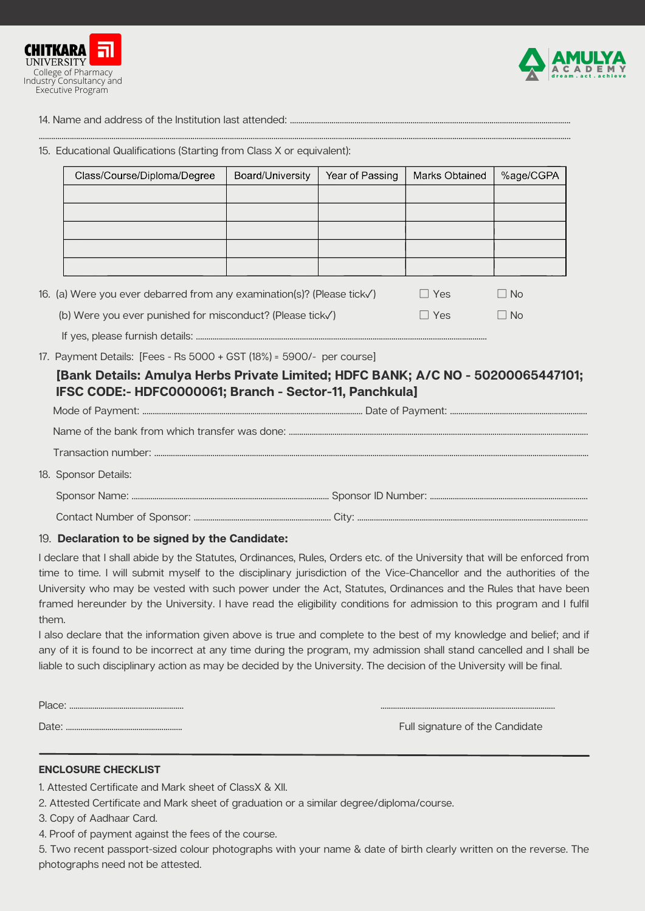CHITKARA UNIVERSITY
College of Pharmacy
Industry Consultancy and
Executive Program

AMULYA ACADEMY
dream . act . achieve

14. Name and address of the Institution last attended: ..............................................................................................................

..............................................................................................................................................................................................

15. Educational Qualifications (Starting from Class X or equivalent):

| Class/Course/Diploma/Degree | Board/University | Year of Passing | Marks Obtained | %age/CGPA |
|---|---|---|---|---|
| | | | | |
| | | | | |
| | | | | |
| | | | | |
| | | | | |

16. (a) Were you ever debarred from any examination(s)? (Please tick✓) ☐ Yes ☐ No

(b) Were you ever punished for misconduct? (Please tick✓) ☐ Yes ☐ No

If yes, please furnish details: ..............................................................................................................

17. Payment Details: [Fees - Rs 5000 + GST (18%) = 5900/- per course]

**[Bank Details: Amulya Herbs Private Limited; HDFC BANK; A/C NO - 50200065447101; IFSC CODE:- HDFC0000061; Branch - Sector-11, Panchkula]**

Mode of Payment: .............................................................................................. Date of Payment: ..............................................................

Name of the bank from which transfer was done: ..............................................................................................................

Transaction number: ..............................................................................................................................................

18. Sponsor Details:

Sponsor Name: .............................................................................................. Sponsor ID Number: ..............................................................

Contact Number of Sponsor: .............................................................. City: ..............................................................................................

19. **Declaration to be signed by the Candidate:**

I declare that I shall abide by the Statutes, Ordinances, Rules, Orders etc. of the University that will be enforced from time to time. I will submit myself to the disciplinary jurisdiction of the Vice-Chancellor and the authorities of the University who may be vested with such power under the Act, Statutes, Ordinances and the Rules that have been framed hereunder by the University. I have read the eligibility conditions for admission to this program and I fulfil them.

I also declare that the information given above is true and complete to the best of my knowledge and belief; and if any of it is found to be incorrect at any time during the program, my admission shall stand cancelled and I shall be liable to such disciplinary action as may be decided by the University. The decision of the University will be final.

Place: ..........................................................

Date: ..........................................................

..........................................................................................

Full signature of the Candidate

**ENCLOSURE CHECKLIST**

1. Attested Certificate and Mark sheet of ClassX & XII.
2. Attested Certificate and Mark sheet of graduation or a similar degree/diploma/course.
3. Copy of Aadhaar Card.
4. Proof of payment against the fees of the course.
5. Two recent passport-sized colour photographs with your name & date of birth clearly written on the reverse. The photographs need not be attested.